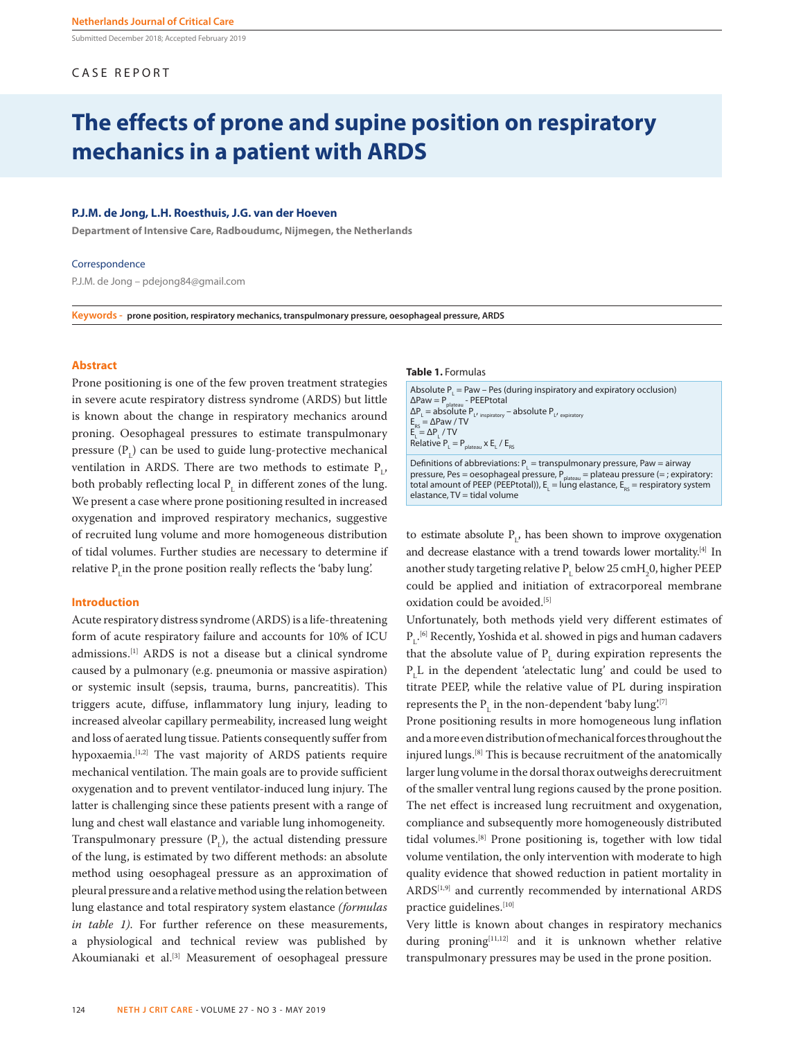CASE REPORT

# The effects of prone and supine position on respiratory mechanics in a patient with ARDS

**P.J.M. de Jong, L.H. Roesthuis, J.G. van der Hoeven**

**Department of Intensive Care, Radboudumc, Nijmegen, the Netherlands**

Correspondence

P.J.M. de Jong – pdejong84@gmail.com

**Keywords - prone position, respiratory mechanics, transpulmonary pressure, oesophageal pressure, ARDS**

Submitted December 2018; Accepted February 2019

## Abstract

Prone positioning is one of the few proven treatment strategies in severe acute respiratory distress syndrome (ARDS) but little is known about the change in respiratory mechanics around proning. Oesophageal pressures to estimate transpulmonary pressure ($P_L$) can be used to guide lung-protective mechanical ventilation in ARDS. There are two methods to estimate $P_L$, both probably reflecting local $P_L$ in different zones of the lung. We present a case where prone positioning resulted in increased oxygenation and improved respiratory mechanics, suggestive of recruited lung volume and more homogeneous distribution of tidal volumes. Further studies are necessary to determine if relative $P_L$ in the prone position really reflects the 'baby lung'.

## Introduction

Acute respiratory distress syndrome (ARDS) is a life-threatening form of acute respiratory failure and accounts for 10% of ICU admissions.[1] ARDS is not a disease but a clinical syndrome caused by a pulmonary (e.g. pneumonia or massive aspiration) or systemic insult (sepsis, trauma, burns, pancreatitis). This triggers acute, diffuse, inflammatory lung injury, leading to increased alveolar capillary permeability, increased lung weight and loss of aerated lung tissue. Patients consequently suffer from hypoxaemia.[1,2] The vast majority of ARDS patients require mechanical ventilation. The main goals are to provide sufficient oxygenation and to prevent ventilator-induced lung injury. The latter is challenging since these patients present with a range of lung and chest wall elastance and variable lung inhomogeneity.

Transpulmonary pressure ($P_L$), the actual distending pressure of the lung, is estimated by two different methods: an absolute method using oesophageal pressure as an approximation of pleural pressure and a relative method using the relation between lung elastance and total respiratory system elastance *(formulas in table 1).* For further reference on these measurements, a physiological and technical review was published by Akoumianaki et al.[3] Measurement of oesophageal pressure to estimate absolute $P_L$, has been shown to improve oxygenation and decrease elastance with a trend towards lower mortality.[4] In another study targeting relative $P_L$ below 25 cm$H_2$0, higher PEEP could be applied and initiation of extracorporeal membrane oxidation could be avoided.[5]

Unfortunately, both methods yield very different estimates of $P_L$.[6] Recently, Yoshida et al. showed in pigs and human cadavers that the absolute value of $P_L$ during expiration represents the $P_L$L in the dependent 'atelectatic lung' and could be used to titrate PEEP, while the relative value of PL during inspiration represents the $P_L$ in the non-dependent 'baby lung'.[7]

Prone positioning results in more homogeneous lung inflation and a more even distribution of mechanical forces throughout the injured lungs.[8] This is because recruitment of the anatomically larger lung volume in the dorsal thorax outweighs derecruitment of the smaller ventral lung regions caused by the prone position. The net effect is increased lung recruitment and oxygenation, compliance and subsequently more homogeneously distributed tidal volumes.[8] Prone positioning is, together with low tidal volume ventilation, the only intervention with moderate to high quality evidence that showed reduction in patient mortality in ARDS[1,9] and currently recommended by international ARDS practice guidelines.[10]

Very little is known about changes in respiratory mechanics during proning[11,12] and it is unknown whether relative transpulmonary pressures may be used in the prone position.

**Table 1.** Formulas

| |
|---|
| Absolute $P_L$ = Paw – Pes (during inspiratory and expiratory occlusion) |
| $\Delta Paw = P_{plateau}$ - PEEPtotal |
| $\Delta P_L$ = absolute $P_{L,\ inspiratory}$ – absolute $P_{L,\ expiratory}$ |
| $E_{RS} = \Delta Paw / TV$ |
| $E_L = \Delta P_L / TV$ |
| Relative $P_L = P_{plateau} \times E_L / E_{RS}$ |
| Definitions of abbreviations: $P_L$ = transpulmonary pressure, Paw = airway pressure, Pes = oesophageal pressure, $P_{plateau}$ = plateau pressure (= ; expiratory: total amount of PEEP (PEEPtotal)), $E_L$ = lung elastance, $E_{RS}$ = respiratory system elastance, TV = tidal volume |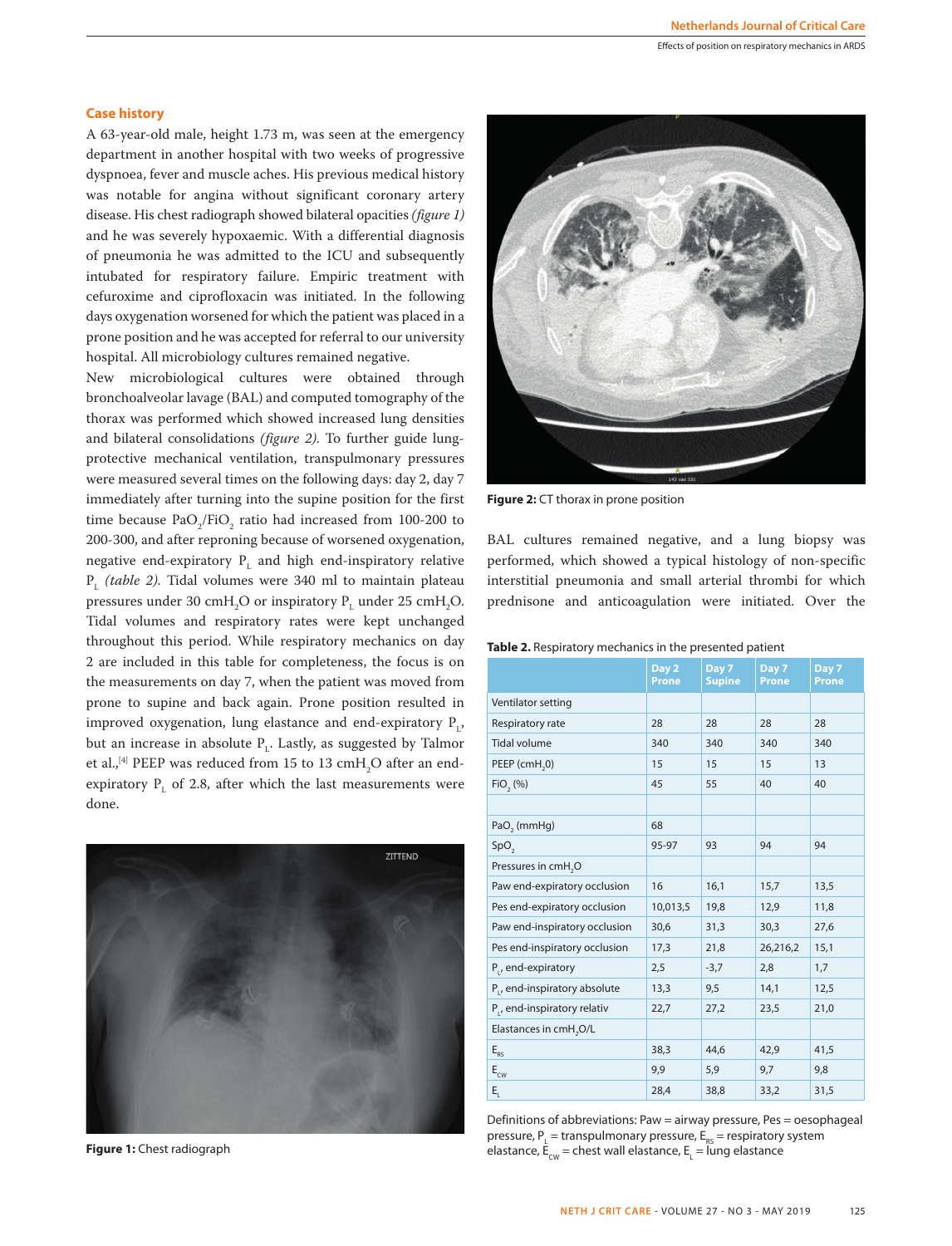## Case history

A 63-year-old male, height 1.73 m, was seen at the emergency department in another hospital with two weeks of progressive dyspnoea, fever and muscle aches. His previous medical history was notable for angina without significant coronary artery disease. His chest radiograph showed bilateral opacities *(figure 1)* and he was severely hypoxaemic. With a differential diagnosis of pneumonia he was admitted to the ICU and subsequently intubated for respiratory failure. Empiric treatment with cefuroxime and ciprofloxacin was initiated. In the following days oxygenation worsened for which the patient was placed in a prone position and he was accepted for referral to our university hospital. All microbiology cultures remained negative.

New microbiological cultures were obtained through bronchoalveolar lavage (BAL) and computed tomography of the thorax was performed which showed increased lung densities and bilateral consolidations *(figure 2)*. To further guide lung-protective mechanical ventilation, transpulmonary pressures were measured several times on the following days: day 2, day 7 immediately after turning into the supine position for the first time because $PaO_2/FiO_2$ ratio had increased from 100-200 to 200-300, and after reproning because of worsened oxygenation, negative end-expiratory $P_L$ and high end-inspiratory relative $P_L$ *(table 2)*. Tidal volumes were 340 ml to maintain plateau pressures under 30 $cmH_2O$ or inspiratory $P_L$ under 25 $cmH_2O$. Tidal volumes and respiratory rates were kept unchanged throughout this period. While respiratory mechanics on day 2 are included in this table for completeness, the focus is on the measurements on day 7, when the patient was moved from prone to supine and back again. Prone position resulted in improved oxygenation, lung elastance and end-expiratory $P_L$, but an increase in absolute $P_L$. Lastly, as suggested by Talmor et al.,[4] PEEP was reduced from 15 to 13 $cmH_2O$ after an end-expiratory $P_L$ of 2.8, after which the last measurements were done.

**Figure 1:** Chest radiograph

**Figure 2:** CT thorax in prone position

BAL cultures remained negative, and a lung biopsy was performed, which showed a typical histology of non-specific interstitial pneumonia and small arterial thrombi for which prednisone and anticoagulation were initiated. Over the

**Table 2.** Respiratory mechanics in the presented patient

| | Day 2 Prone | Day 7 Supine | Day 7 Prone | Day 7 Prone |
|---|---|---|---|---|
| Ventilator setting | | | | |
| Respiratory rate | 28 | 28 | 28 | 28 |
| Tidal volume | 340 | 340 | 340 | 340 |
| PEEP ($cmH_20$) | 15 | 15 | 15 | 13 |
| $FiO_2$ (%) | 45 | 55 | 40 | 40 |
| | | | | |
| $PaO_2$ (mmHg) | 68 | | | |
| $SpO_2$ | 95-97 | 93 | 94 | 94 |
| Pressures in $cmH_2O$ | | | | |
| Paw end-expiratory occlusion | 16 | 16,1 | 15,7 | 13,5 |
| Pes end-expiratory occlusion | 10,013,5 | 19,8 | 12,9 | 11,8 |
| Paw end-inspiratory occlusion | 30,6 | 31,3 | 30,3 | 27,6 |
| Pes end-inspiratory occlusion | 17,3 | 21,8 | 26,216,2 | 15,1 |
| $P_L$, end-expiratory | 2,5 | -3,7 | 2,8 | 1,7 |
| $P_L$, end-inspiratory absolute | 13,3 | 9,5 | 14,1 | 12,5 |
| $P_L$, end-inspiratory relativ | 22,7 | 27,2 | 23,5 | 21,0 |
| Elastances in $cmH_2O/L$ | | | | |
| $E_{RS}$ | 38,3 | 44,6 | 42,9 | 41,5 |
| $E_{CW}$ | 9,9 | 5,9 | 9,7 | 9,8 |
| $E_L$ | 28,4 | 38,8 | 33,2 | 31,5 |

Definitions of abbreviations: Paw = airway pressure, Pes = oesophageal pressure, $P_L$ = transpulmonary pressure, $E_{RS}$ = respiratory system elastance, $E_{CW}$ = chest wall elastance, $E_L$ = lung elastance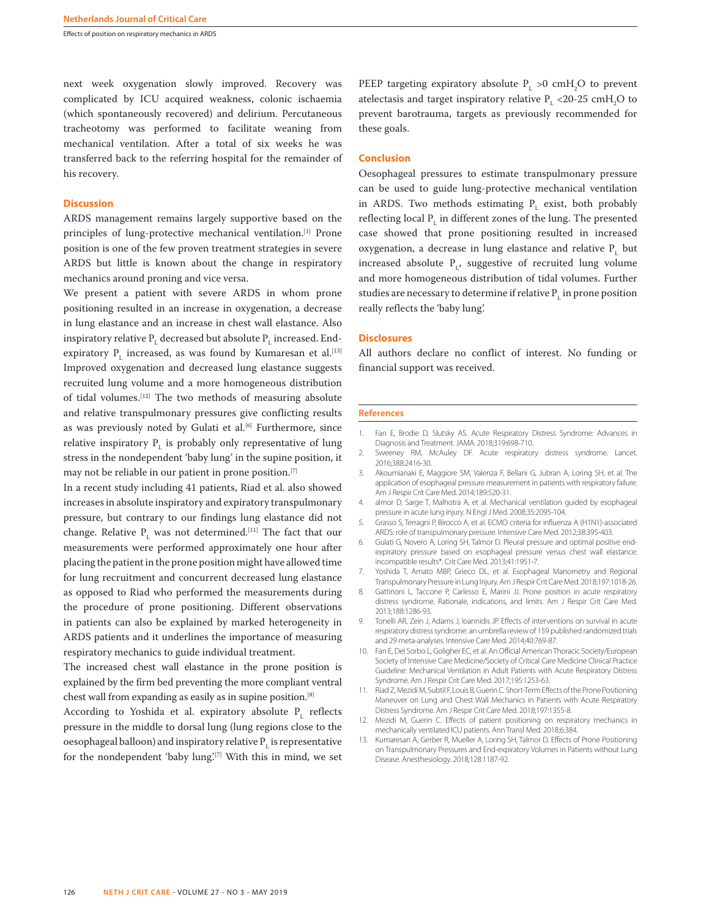next week oxygenation slowly improved. Recovery was complicated by ICU acquired weakness, colonic ischaemia (which spontaneously recovered) and delirium. Percutaneous tracheotomy was performed to facilitate weaning from mechanical ventilation. After a total of six weeks he was transferred back to the referring hospital for the remainder of his recovery.

## Discussion

ARDS management remains largely supportive based on the principles of lung-protective mechanical ventilation.[1] Prone position is one of the few proven treatment strategies in severe ARDS but little is known about the change in respiratory mechanics around proning and vice versa.

We present a patient with severe ARDS in whom prone positioning resulted in an increase in oxygenation, a decrease in lung elastance and an increase in chest wall elastance. Also inspiratory relative $P_L$ decreased but absolute $P_L$ increased. End-expiratory $P_L$ increased, as was found by Kumaresan et al.[13] Improved oxygenation and decreased lung elastance suggests recruited lung volume and a more homogeneous distribution of tidal volumes.[12] The two methods of measuring absolute and relative transpulmonary pressures give conflicting results as was previously noted by Gulati et al.[6] Furthermore, since relative inspiratory $P_L$ is probably only representative of lung stress in the nondependent 'baby lung' in the supine position, it may not be reliable in our patient in prone position.[7]

In a recent study including 41 patients, Riad et al. also showed increases in absolute inspiratory and expiratory transpulmonary pressure, but contrary to our findings lung elastance did not change. Relative $P_L$ was not determined.[11] The fact that our measurements were performed approximately one hour after placing the patient in the prone position might have allowed time for lung recruitment and concurrent decreased lung elastance as opposed to Riad who performed the measurements during the procedure of prone positioning. Different observations in patients can also be explained by marked heterogeneity in ARDS patients and it underlines the importance of measuring respiratory mechanics to guide individual treatment.

The increased chest wall elastance in the prone position is explained by the firm bed preventing the more compliant ventral chest wall from expanding as easily as in supine position.[8]

According to Yoshida et al. expiratory absolute $P_L$ reflects pressure in the middle to dorsal lung (lung regions close to the oesophageal balloon) and inspiratory relative $P_L$ is representative for the nondependent 'baby lung'.[7] With this in mind, we set PEEP targeting expiratory absolute $P_L$ >0 $cmH_2O$ to prevent atelectasis and target inspiratory relative $P_L$ <20-25 $cmH_2O$ to prevent barotrauma, targets as previously recommended for these goals.

## Conclusion

Oesophageal pressures to estimate transpulmonary pressure can be used to guide lung-protective mechanical ventilation in ARDS. Two methods estimating $P_L$ exist, both probably reflecting local $P_L$ in different zones of the lung. The presented case showed that prone positioning resulted in increased oxygenation, a decrease in lung elastance and relative $P_L$ but increased absolute $P_L$, suggestive of recruited lung volume and more homogeneous distribution of tidal volumes. Further studies are necessary to determine if relative $P_L$ in prone position really reflects the 'baby lung'.

## Disclosures

All authors declare no conflict of interest. No funding or financial support was received.

## References

1. Fan E, Brodie D, Slutsky AS. Acute Respiratory Distress Syndrome: Advances in Diagnosis and Treatment. JAMA. 2018;319:698-710.
2. Sweeney RM, McAuley DF. Acute respiratory distress syndrome. Lancet. 2016;388:2416-30.
3. Akoumianaki E, Maggiore SM, Valenza F, Bellani G, Jubran A, Loring SH, et al. The application of esophageal pressure measurement in patients with respiratory failure. Am J Respir Crit Care Med. 2014;189:520-31.
4. almor D, Sarge T, Malhotra A, et al. Mechanical ventilation guided by esophageal pressure in acute lung injury. N Engl J Med. 2008;35:2095-104.
5. Grasso S, Terragni P, Birocco A, et al. ECMO criteria for influenza A (H1N1)-associated ARDS: role of transpulmonary pressure. Intensive Care Med. 2012;38:395-403.
6. Gulati G, Novero A, Loring SH, Talmor D. Pleural pressure and optimal positive end-expiratory pressure based on esophageal pressure versus chest wall elastance: incompatible results*. Crit Care Med. 2013;41:1951-7.
7. Yoshida T, Amato MBP, Grieco DL, et al. Esophageal Manometry and Regional Transpulmonary Pressure in Lung Injury. Am J Respir Crit Care Med. 2018;197:1018-26.
8. Gattinoni L, Taccone P, Carlesso E, Marini JJ. Prone position in acute respiratory distress syndrome. Rationale, indications, and limits. Am J Respir Crit Care Med. 2013;188:1286-93.
9. Tonelli AR, Zein J, Adams J, Ioannidis JP. Effects of interventions on survival in acute respiratory distress syndrome: an umbrella review of 159 published randomized trials and 29 meta-analyses. Intensive Care Med. 2014;40:769-87.
10. Fan E, Del Sorbo L, Goligher EC, et al. An Official American Thoracic Society/European Society of Intensive Care Medicine/Society of Critical Care Medicine Clinical Practice Guideline: Mechanical Ventilation in Adult Patients with Acute Respiratory Distress Syndrome. Am J Respir Crit Care Med. 2017;195:1253-63.
11. Riad Z, Mezidi M, Subtil F, Louis B, Guerin C. Short-Term Effects of the Prone Positioning Maneuver on Lung and Chest Wall Mechanics in Patients with Acute Respiratory Distress Syndrome. Am J Respir Crit Care Med. 2018;197:1355-8.
12. Mezidi M, Guerin C. Effects of patient positioning on respiratory mechanics in mechanically ventilated ICU patients. Ann Transl Med. 2018;6:384.
13. Kumaresan A, Gerber R, Mueller A, Loring SH, Talmor D. Effects of Prone Positioning on Transpulmonary Pressures and End-expiratory Volumes in Patients without Lung Disease. Anesthesiology. 2018;128:1187-92.